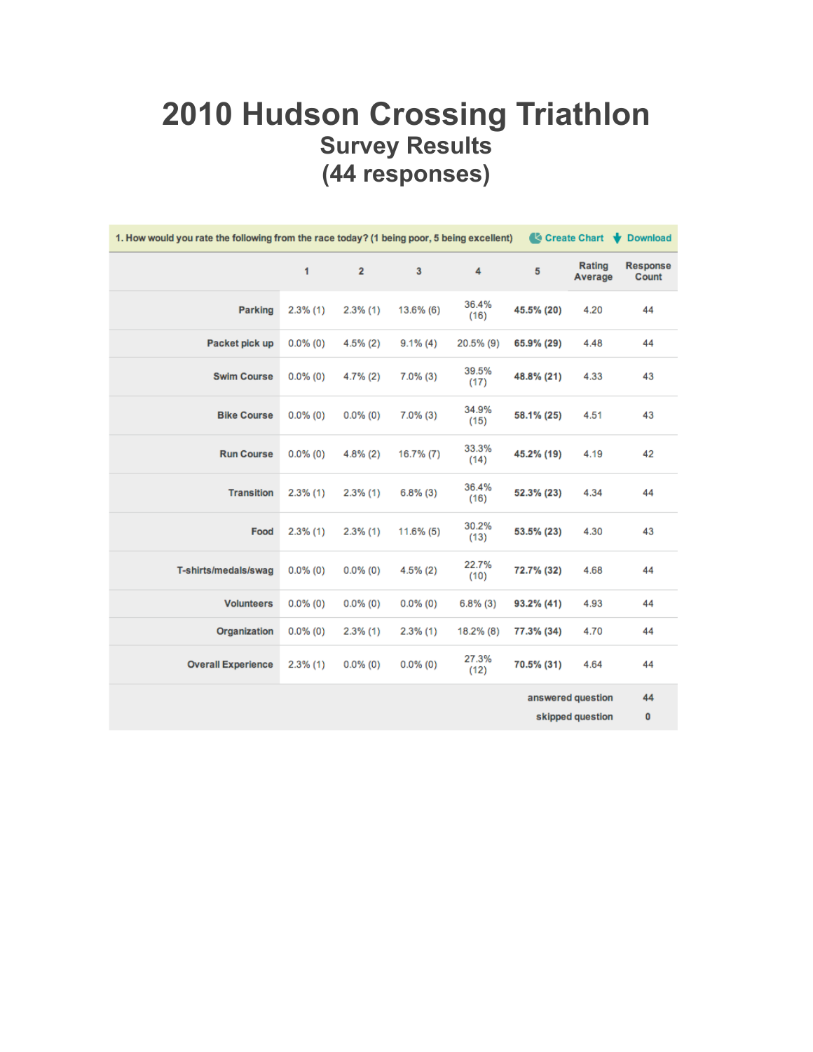# 2010 Hudson Crossing Triathlon

## Survey Results

## (44 responses)

**1. How would you rate the following from the race today? (1 being poor, 5 being excellent)** Create Chart Download

| | 1 | 2 | 3 | 4 | 5 | Rating Average | Response Count |
|---|---|---|---|---|---|---|---|
| **Parking** | 2.3% (1) | 2.3% (1) | 13.6% (6) | 36.4% (16) | **45.5% (20)** | 4.20 | 44 |
| **Packet pick up** | 0.0% (0) | 4.5% (2) | 9.1% (4) | 20.5% (9) | **65.9% (29)** | 4.48 | 44 |
| **Swim Course** | 0.0% (0) | 4.7% (2) | 7.0% (3) | 39.5% (17) | **48.8% (21)** | 4.33 | 43 |
| **Bike Course** | 0.0% (0) | 0.0% (0) | 7.0% (3) | 34.9% (15) | **58.1% (25)** | 4.51 | 43 |
| **Run Course** | 0.0% (0) | 4.8% (2) | 16.7% (7) | 33.3% (14) | **45.2% (19)** | 4.19 | 42 |
| **Transition** | 2.3% (1) | 2.3% (1) | 6.8% (3) | 36.4% (16) | **52.3% (23)** | 4.34 | 44 |
| **Food** | 2.3% (1) | 2.3% (1) | 11.6% (5) | 30.2% (13) | **53.5% (23)** | 4.30 | 43 |
| **T-shirts/medals/swag** | 0.0% (0) | 0.0% (0) | 4.5% (2) | 22.7% (10) | **72.7% (32)** | 4.68 | 44 |
| **Volunteers** | 0.0% (0) | 0.0% (0) | 0.0% (0) | 6.8% (3) | **93.2% (41)** | 4.93 | 44 |
| **Organization** | 0.0% (0) | 2.3% (1) | 2.3% (1) | 18.2% (8) | **77.3% (34)** | 4.70 | 44 |
| **Overall Experience** | 2.3% (1) | 0.0% (0) | 0.0% (0) | 27.3% (12) | **70.5% (31)** | 4.64 | 44 |
| | | | | | | **answered question** | **44** |
| | | | | | | **skipped question** | **0** |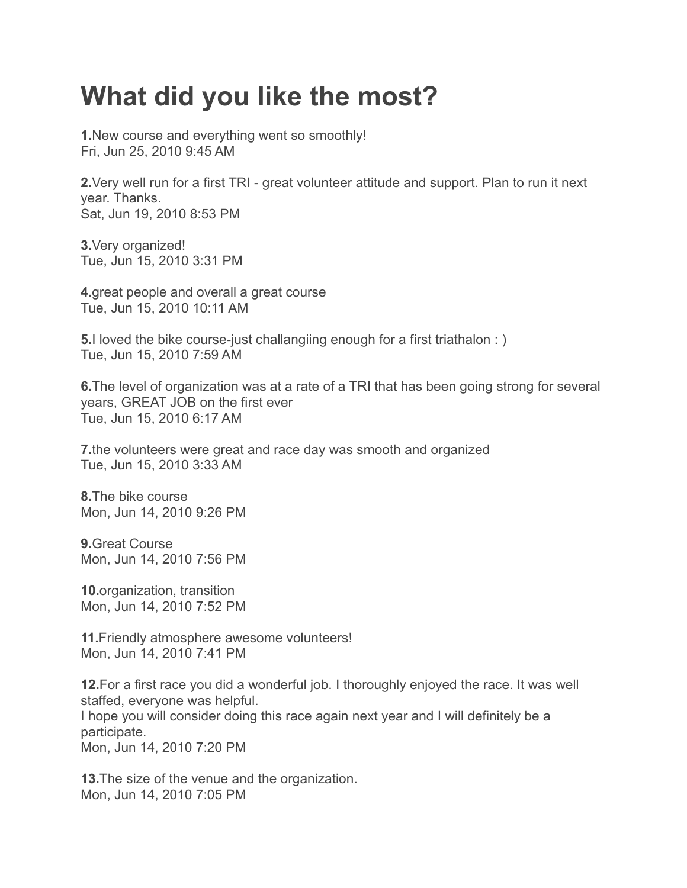# What did you like the most?

**1.**New course and everything went so smoothly!
Fri, Jun 25, 2010 9:45 AM

**2.**Very well run for a first TRI - great volunteer attitude and support. Plan to run it next year. Thanks.
Sat, Jun 19, 2010 8:53 PM

**3.**Very organized!
Tue, Jun 15, 2010 3:31 PM

**4.**great people and overall a great course
Tue, Jun 15, 2010 10:11 AM

**5.**I loved the bike course-just challangiing enough for a first triathalon : )
Tue, Jun 15, 2010 7:59 AM

**6.**The level of organization was at a rate of a TRI that has been going strong for several years, GREAT JOB on the first ever
Tue, Jun 15, 2010 6:17 AM

**7.**the volunteers were great and race day was smooth and organized
Tue, Jun 15, 2010 3:33 AM

**8.**The bike course
Mon, Jun 14, 2010 9:26 PM

**9.**Great Course
Mon, Jun 14, 2010 7:56 PM

**10.**organization, transition
Mon, Jun 14, 2010 7:52 PM

**11.**Friendly atmosphere awesome volunteers!
Mon, Jun 14, 2010 7:41 PM

**12.**For a first race you did a wonderful job. I thoroughly enjoyed the race. It was well staffed, everyone was helpful.
I hope you will consider doing this race again next year and I will definitely be a participate.
Mon, Jun 14, 2010 7:20 PM

**13.**The size of the venue and the organization.
Mon, Jun 14, 2010 7:05 PM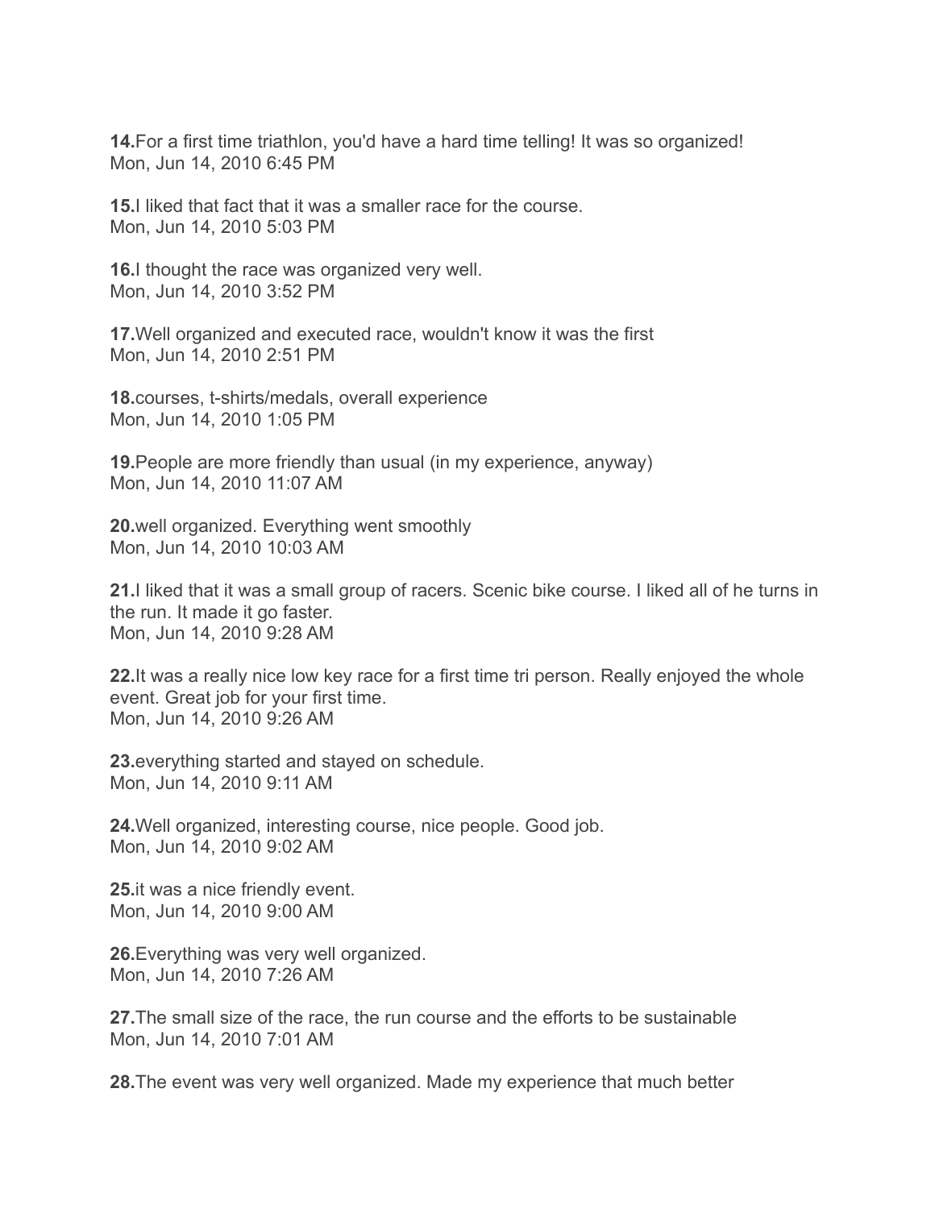**14.**For a first time triathlon, you'd have a hard time telling! It was so organized!
Mon, Jun 14, 2010 6:45 PM

**15.**I liked that fact that it was a smaller race for the course.
Mon, Jun 14, 2010 5:03 PM

**16.**I thought the race was organized very well.
Mon, Jun 14, 2010 3:52 PM

**17.**Well organized and executed race, wouldn't know it was the first
Mon, Jun 14, 2010 2:51 PM

**18.**courses, t-shirts/medals, overall experience
Mon, Jun 14, 2010 1:05 PM

**19.**People are more friendly than usual (in my experience, anyway)
Mon, Jun 14, 2010 11:07 AM

**20.**well organized. Everything went smoothly
Mon, Jun 14, 2010 10:03 AM

**21.**I liked that it was a small group of racers. Scenic bike course. I liked all of he turns in the run. It made it go faster.
Mon, Jun 14, 2010 9:28 AM

**22.**It was a really nice low key race for a first time tri person. Really enjoyed the whole event. Great job for your first time.
Mon, Jun 14, 2010 9:26 AM

**23.**everything started and stayed on schedule.
Mon, Jun 14, 2010 9:11 AM

**24.**Well organized, interesting course, nice people. Good job.
Mon, Jun 14, 2010 9:02 AM

**25.**it was a nice friendly event.
Mon, Jun 14, 2010 9:00 AM

**26.**Everything was very well organized.
Mon, Jun 14, 2010 7:26 AM

**27.**The small size of the race, the run course and the efforts to be sustainable
Mon, Jun 14, 2010 7:01 AM

**28.**The event was very well organized. Made my experience that much better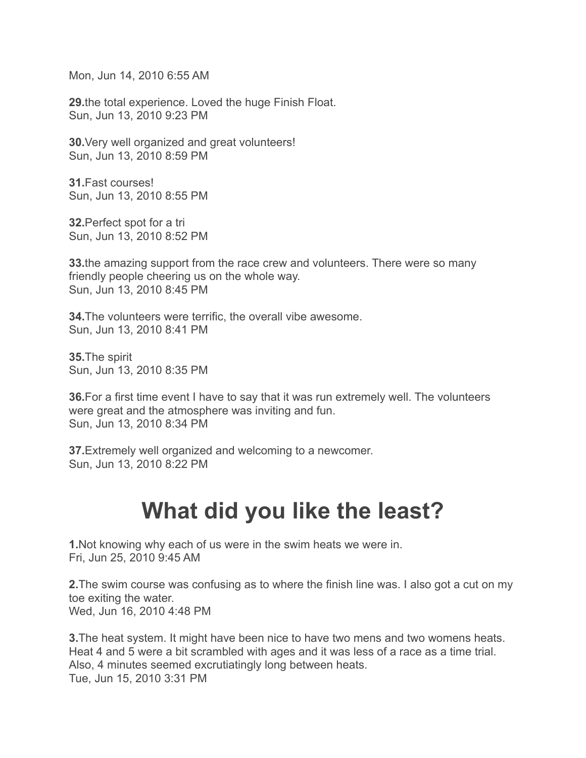Mon, Jun 14, 2010 6:55 AM

**29.**the total experience. Loved the huge Finish Float.
Sun, Jun 13, 2010 9:23 PM

**30.**Very well organized and great volunteers!
Sun, Jun 13, 2010 8:59 PM

**31.**Fast courses!
Sun, Jun 13, 2010 8:55 PM

**32.**Perfect spot for a tri
Sun, Jun 13, 2010 8:52 PM

**33.**the amazing support from the race crew and volunteers. There were so many friendly people cheering us on the whole way.
Sun, Jun 13, 2010 8:45 PM

**34.**The volunteers were terrific, the overall vibe awesome.
Sun, Jun 13, 2010 8:41 PM

**35.**The spirit
Sun, Jun 13, 2010 8:35 PM

**36.**For a first time event I have to say that it was run extremely well. The volunteers were great and the atmosphere was inviting and fun.
Sun, Jun 13, 2010 8:34 PM

**37.**Extremely well organized and welcoming to a newcomer.
Sun, Jun 13, 2010 8:22 PM

# What did you like the least?

**1.**Not knowing why each of us were in the swim heats we were in.
Fri, Jun 25, 2010 9:45 AM

**2.**The swim course was confusing as to where the finish line was. I also got a cut on my toe exiting the water.
Wed, Jun 16, 2010 4:48 PM

**3.**The heat system. It might have been nice to have two mens and two womens heats. Heat 4 and 5 were a bit scrambled with ages and it was less of a race as a time trial. Also, 4 minutes seemed excrutiatingly long between heats.
Tue, Jun 15, 2010 3:31 PM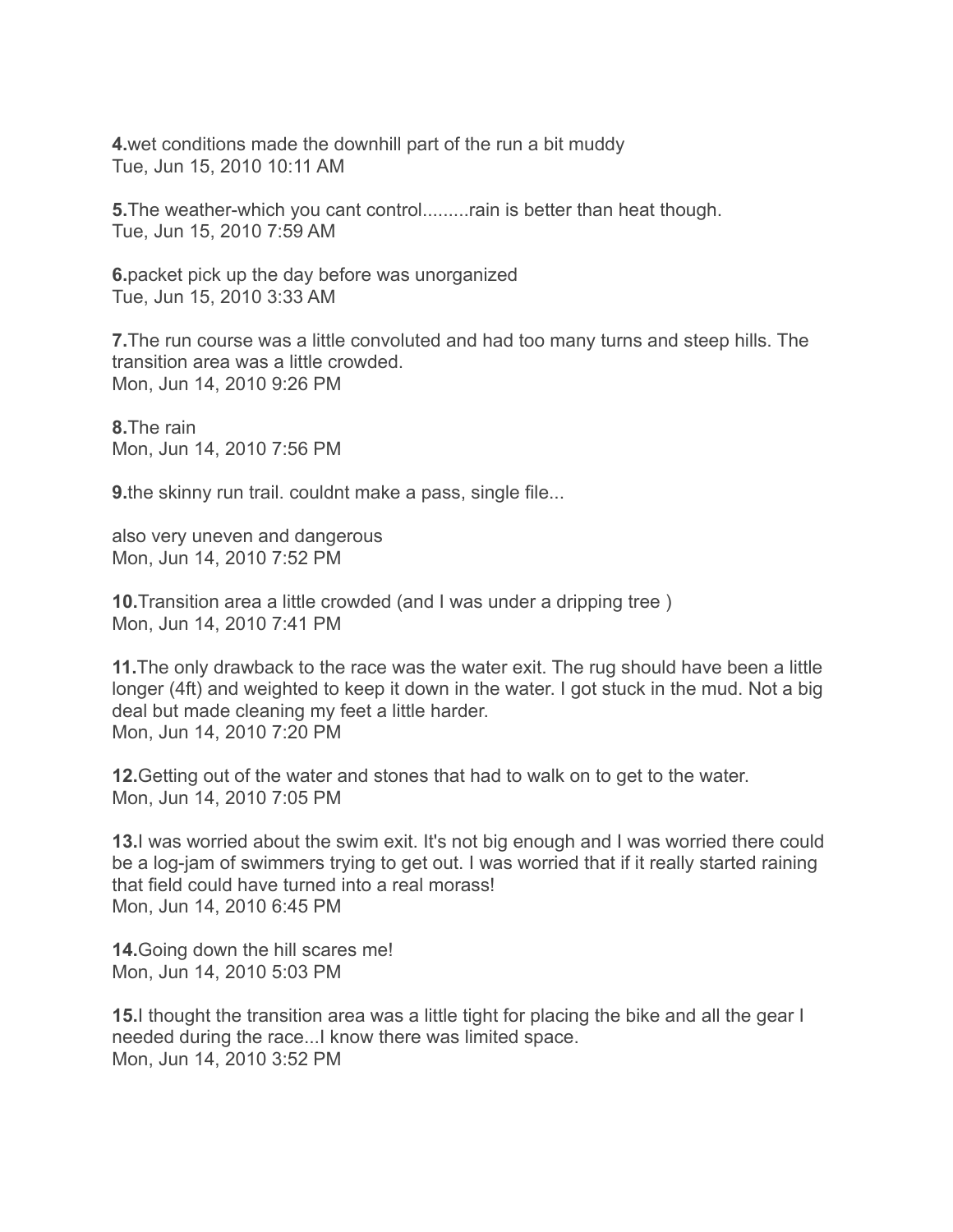**4.**wet conditions made the downhill part of the run a bit muddy
Tue, Jun 15, 2010 10:11 AM

**5.**The weather-which you cant control.........rain is better than heat though.
Tue, Jun 15, 2010 7:59 AM

**6.**packet pick up the day before was unorganized
Tue, Jun 15, 2010 3:33 AM

**7.**The run course was a little convoluted and had too many turns and steep hills. The transition area was a little crowded.
Mon, Jun 14, 2010 9:26 PM

**8.**The rain
Mon, Jun 14, 2010 7:56 PM

**9.**the skinny run trail. couldnt make a pass, single file...

also very uneven and dangerous
Mon, Jun 14, 2010 7:52 PM

**10.**Transition area a little crowded (and I was under a dripping tree )
Mon, Jun 14, 2010 7:41 PM

**11.**The only drawback to the race was the water exit. The rug should have been a little longer (4ft) and weighted to keep it down in the water. I got stuck in the mud. Not a big deal but made cleaning my feet a little harder.
Mon, Jun 14, 2010 7:20 PM

**12.**Getting out of the water and stones that had to walk on to get to the water.
Mon, Jun 14, 2010 7:05 PM

**13.**I was worried about the swim exit. It's not big enough and I was worried there could be a log-jam of swimmers trying to get out. I was worried that if it really started raining that field could have turned into a real morass!
Mon, Jun 14, 2010 6:45 PM

**14.**Going down the hill scares me!
Mon, Jun 14, 2010 5:03 PM

**15.**I thought the transition area was a little tight for placing the bike and all the gear I needed during the race...I know there was limited space.
Mon, Jun 14, 2010 3:52 PM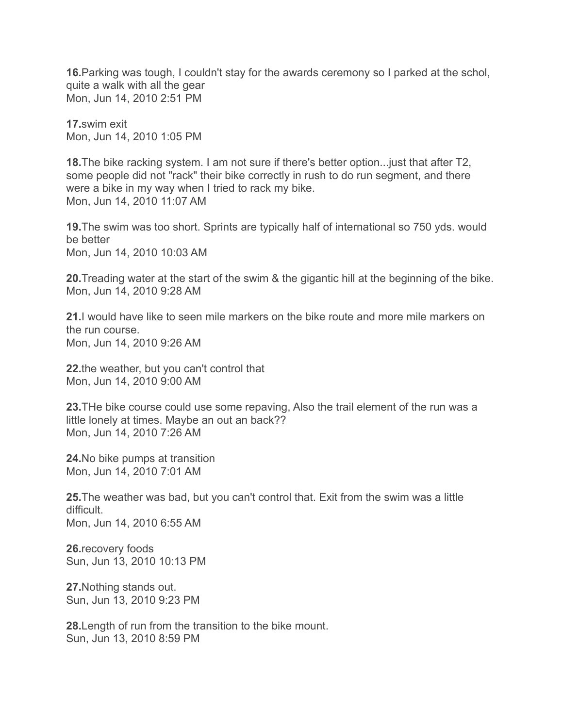**16.**Parking was tough, I couldn't stay for the awards ceremony so I parked at the schol, quite a walk with all the gear
Mon, Jun 14, 2010 2:51 PM

**17.**swim exit
Mon, Jun 14, 2010 1:05 PM

**18.**The bike racking system. I am not sure if there's better option...just that after T2, some people did not "rack" their bike correctly in rush to do run segment, and there were a bike in my way when I tried to rack my bike.
Mon, Jun 14, 2010 11:07 AM

**19.**The swim was too short. Sprints are typically half of international so 750 yds. would be better
Mon, Jun 14, 2010 10:03 AM

**20.**Treading water at the start of the swim & the gigantic hill at the beginning of the bike.
Mon, Jun 14, 2010 9:28 AM

**21.**I would have like to seen mile markers on the bike route and more mile markers on the run course.
Mon, Jun 14, 2010 9:26 AM

**22.**the weather, but you can't control that
Mon, Jun 14, 2010 9:00 AM

**23.**THe bike course could use some repaving, Also the trail element of the run was a little lonely at times. Maybe an out an back??
Mon, Jun 14, 2010 7:26 AM

**24.**No bike pumps at transition
Mon, Jun 14, 2010 7:01 AM

**25.**The weather was bad, but you can't control that. Exit from the swim was a little difficult.
Mon, Jun 14, 2010 6:55 AM

**26.**recovery foods
Sun, Jun 13, 2010 10:13 PM

**27.**Nothing stands out.
Sun, Jun 13, 2010 9:23 PM

**28.**Length of run from the transition to the bike mount.
Sun, Jun 13, 2010 8:59 PM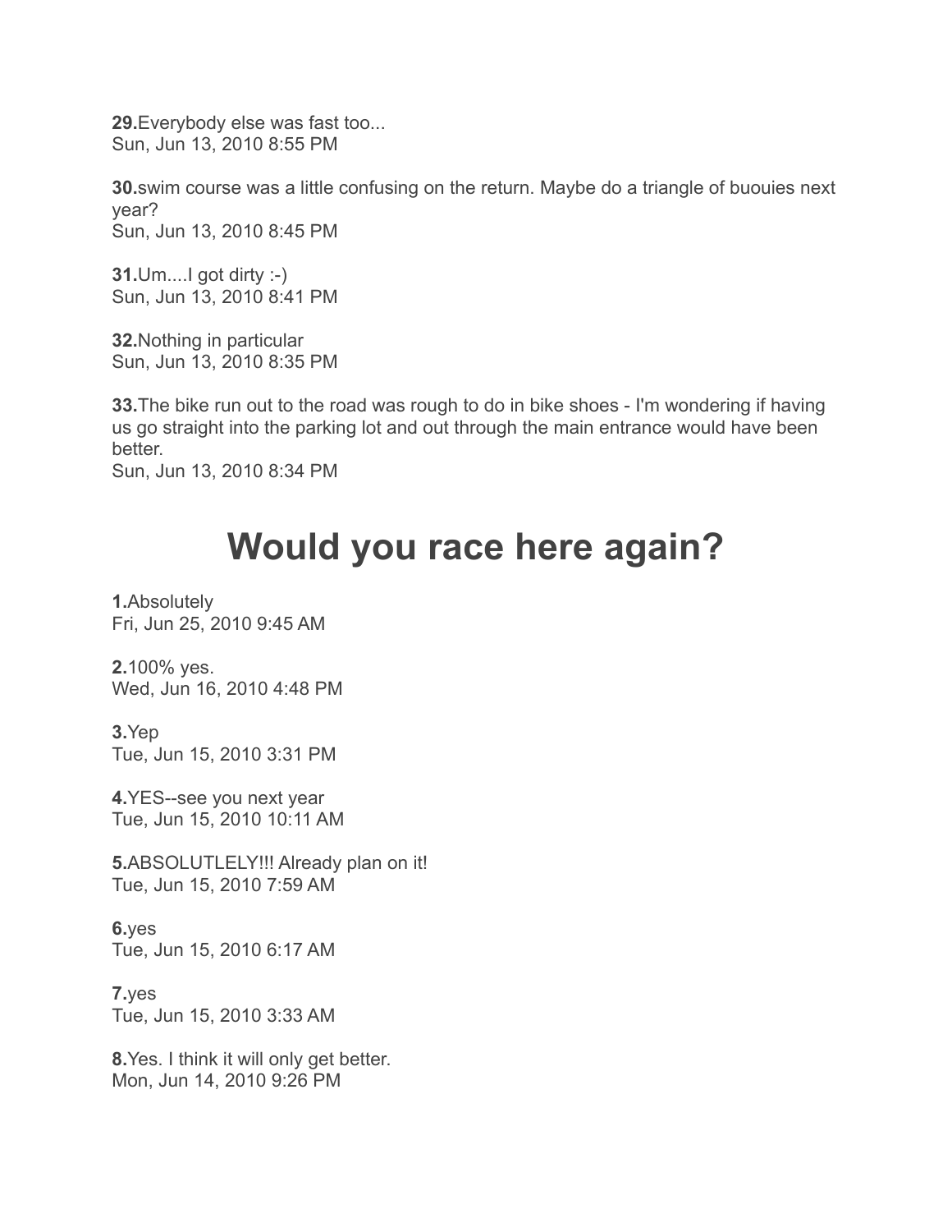**29.**Everybody else was fast too...
Sun, Jun 13, 2010 8:55 PM

**30.**swim course was a little confusing on the return. Maybe do a triangle of buouies next year?
Sun, Jun 13, 2010 8:45 PM

**31.**Um....I got dirty :-)
Sun, Jun 13, 2010 8:41 PM

**32.**Nothing in particular
Sun, Jun 13, 2010 8:35 PM

**33.**The bike run out to the road was rough to do in bike shoes - I'm wondering if having us go straight into the parking lot and out through the main entrance would have been better.
Sun, Jun 13, 2010 8:34 PM

# Would you race here again?

**1.**Absolutely
Fri, Jun 25, 2010 9:45 AM

**2.**100% yes.
Wed, Jun 16, 2010 4:48 PM

**3.**Yep
Tue, Jun 15, 2010 3:31 PM

**4.**YES--see you next year
Tue, Jun 15, 2010 10:11 AM

**5.**ABSOLUTLELY!!! Already plan on it!
Tue, Jun 15, 2010 7:59 AM

**6.**yes
Tue, Jun 15, 2010 6:17 AM

**7.**yes
Tue, Jun 15, 2010 3:33 AM

**8.**Yes. I think it will only get better.
Mon, Jun 14, 2010 9:26 PM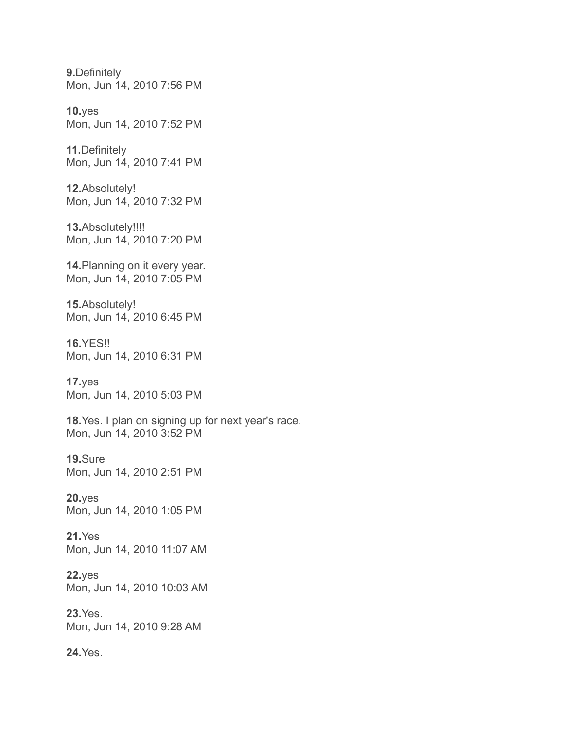**9.**Definitely
Mon, Jun 14, 2010 7:56 PM

**10.**yes
Mon, Jun 14, 2010 7:52 PM

**11.**Definitely
Mon, Jun 14, 2010 7:41 PM

**12.**Absolutely!
Mon, Jun 14, 2010 7:32 PM

**13.**Absolutely!!!!
Mon, Jun 14, 2010 7:20 PM

**14.**Planning on it every year.
Mon, Jun 14, 2010 7:05 PM

**15.**Absolutely!
Mon, Jun 14, 2010 6:45 PM

**16.**YES!!
Mon, Jun 14, 2010 6:31 PM

**17.**yes
Mon, Jun 14, 2010 5:03 PM

**18.**Yes. I plan on signing up for next year's race.
Mon, Jun 14, 2010 3:52 PM

**19.**Sure
Mon, Jun 14, 2010 2:51 PM

**20.**yes
Mon, Jun 14, 2010 1:05 PM

**21.**Yes
Mon, Jun 14, 2010 11:07 AM

**22.**yes
Mon, Jun 14, 2010 10:03 AM

**23.**Yes.
Mon, Jun 14, 2010 9:28 AM

**24.**Yes.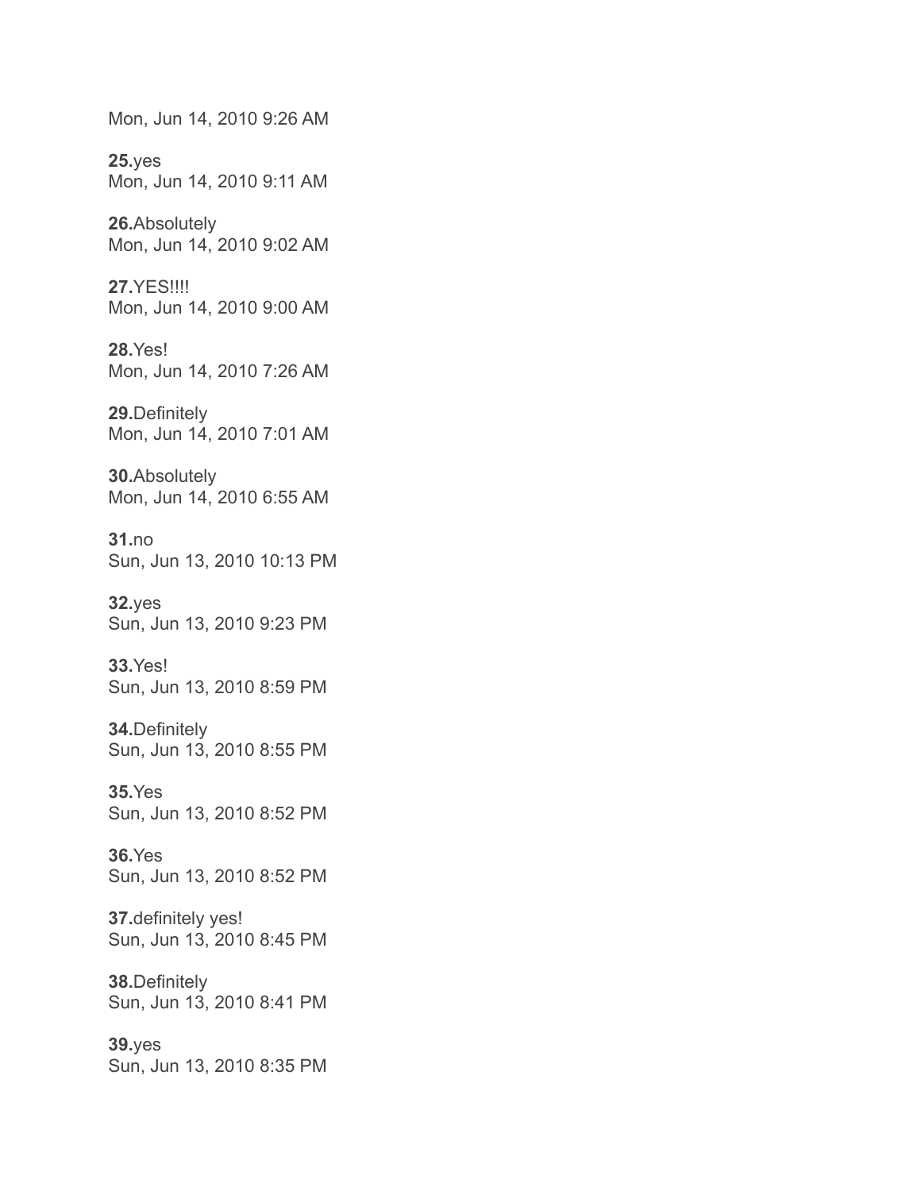Mon, Jun 14, 2010 9:26 AM

**25.**yes
Mon, Jun 14, 2010 9:11 AM

**26.**Absolutely
Mon, Jun 14, 2010 9:02 AM

**27.**YES!!!!
Mon, Jun 14, 2010 9:00 AM

**28.**Yes!
Mon, Jun 14, 2010 7:26 AM

**29.**Definitely
Mon, Jun 14, 2010 7:01 AM

**30.**Absolutely
Mon, Jun 14, 2010 6:55 AM

**31.**no
Sun, Jun 13, 2010 10:13 PM

**32.**yes
Sun, Jun 13, 2010 9:23 PM

**33.**Yes!
Sun, Jun 13, 2010 8:59 PM

**34.**Definitely
Sun, Jun 13, 2010 8:55 PM

**35.**Yes
Sun, Jun 13, 2010 8:52 PM

**36.**Yes
Sun, Jun 13, 2010 8:52 PM

**37.**definitely yes!
Sun, Jun 13, 2010 8:45 PM

**38.**Definitely
Sun, Jun 13, 2010 8:41 PM

**39.**yes
Sun, Jun 13, 2010 8:35 PM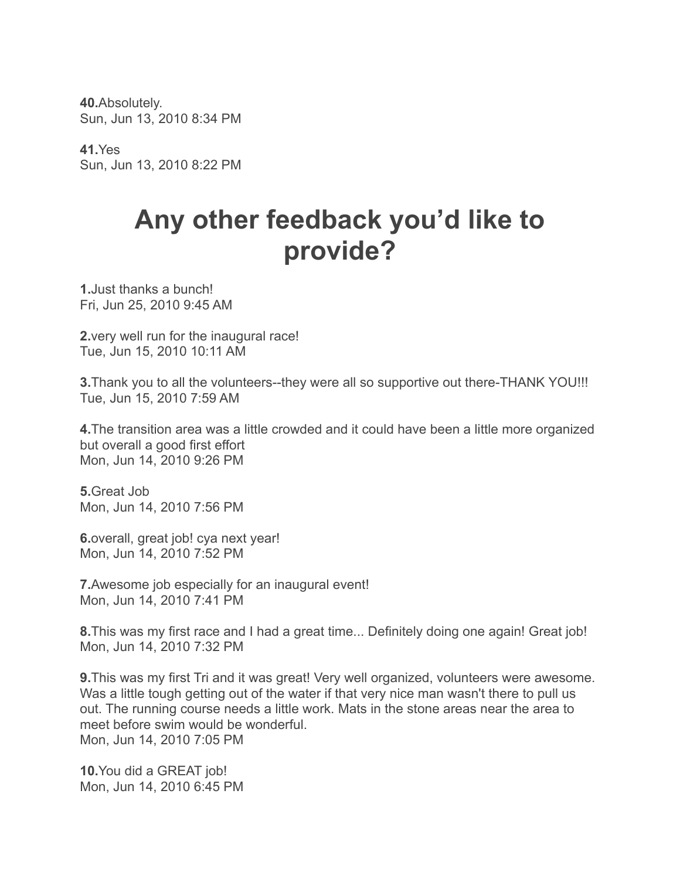**40.**Absolutely.
Sun, Jun 13, 2010 8:34 PM

**41.**Yes
Sun, Jun 13, 2010 8:22 PM

# Any other feedback you'd like to provide?

**1.**Just thanks a bunch!
Fri, Jun 25, 2010 9:45 AM

**2.**very well run for the inaugural race!
Tue, Jun 15, 2010 10:11 AM

**3.**Thank you to all the volunteers--they were all so supportive out there-THANK YOU!!!
Tue, Jun 15, 2010 7:59 AM

**4.**The transition area was a little crowded and it could have been a little more organized but overall a good first effort
Mon, Jun 14, 2010 9:26 PM

**5.**Great Job
Mon, Jun 14, 2010 7:56 PM

**6.**overall, great job! cya next year!
Mon, Jun 14, 2010 7:52 PM

**7.**Awesome job especially for an inaugural event!
Mon, Jun 14, 2010 7:41 PM

**8.**This was my first race and I had a great time... Definitely doing one again! Great job!
Mon, Jun 14, 2010 7:32 PM

**9.**This was my first Tri and it was great! Very well organized, volunteers were awesome. Was a little tough getting out of the water if that very nice man wasn't there to pull us out. The running course needs a little work. Mats in the stone areas near the area to meet before swim would be wonderful.
Mon, Jun 14, 2010 7:05 PM

**10.**You did a GREAT job!
Mon, Jun 14, 2010 6:45 PM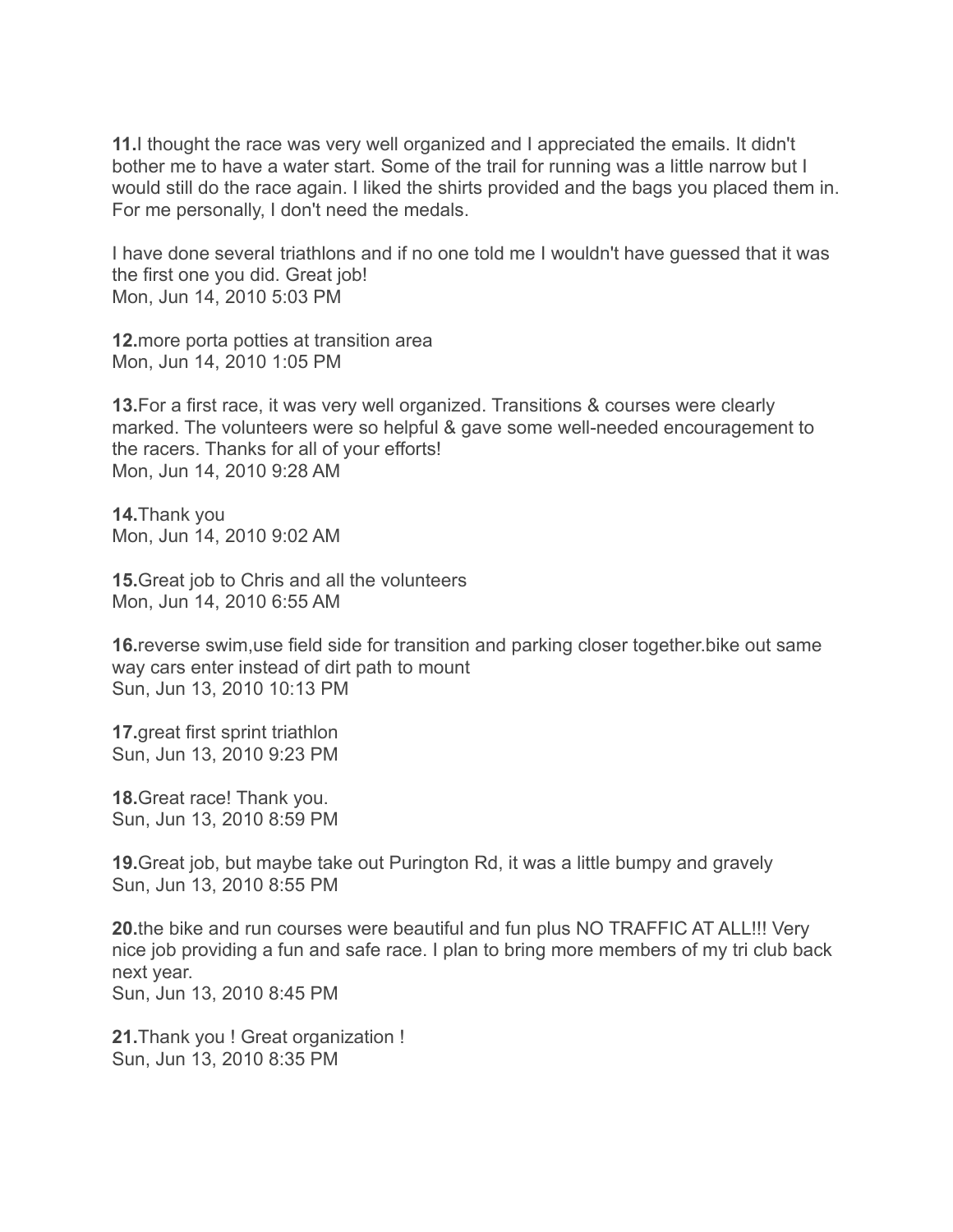**11.**I thought the race was very well organized and I appreciated the emails. It didn't bother me to have a water start. Some of the trail for running was a little narrow but I would still do the race again. I liked the shirts provided and the bags you placed them in. For me personally, I don't need the medals.

I have done several triathlons and if no one told me I wouldn't have guessed that it was the first one you did. Great job!
Mon, Jun 14, 2010 5:03 PM

**12.**more porta potties at transition area
Mon, Jun 14, 2010 1:05 PM

**13.**For a first race, it was very well organized. Transitions & courses were clearly marked. The volunteers were so helpful & gave some well-needed encouragement to the racers. Thanks for all of your efforts!
Mon, Jun 14, 2010 9:28 AM

**14.**Thank you
Mon, Jun 14, 2010 9:02 AM

**15.**Great job to Chris and all the volunteers
Mon, Jun 14, 2010 6:55 AM

**16.**reverse swim,use field side for transition and parking closer together.bike out same way cars enter instead of dirt path to mount
Sun, Jun 13, 2010 10:13 PM

**17.**great first sprint triathlon
Sun, Jun 13, 2010 9:23 PM

**18.**Great race! Thank you.
Sun, Jun 13, 2010 8:59 PM

**19.**Great job, but maybe take out Purington Rd, it was a little bumpy and gravely
Sun, Jun 13, 2010 8:55 PM

**20.**the bike and run courses were beautiful and fun plus NO TRAFFIC AT ALL!!! Very nice job providing a fun and safe race. I plan to bring more members of my tri club back next year.
Sun, Jun 13, 2010 8:45 PM

**21.**Thank you ! Great organization !
Sun, Jun 13, 2010 8:35 PM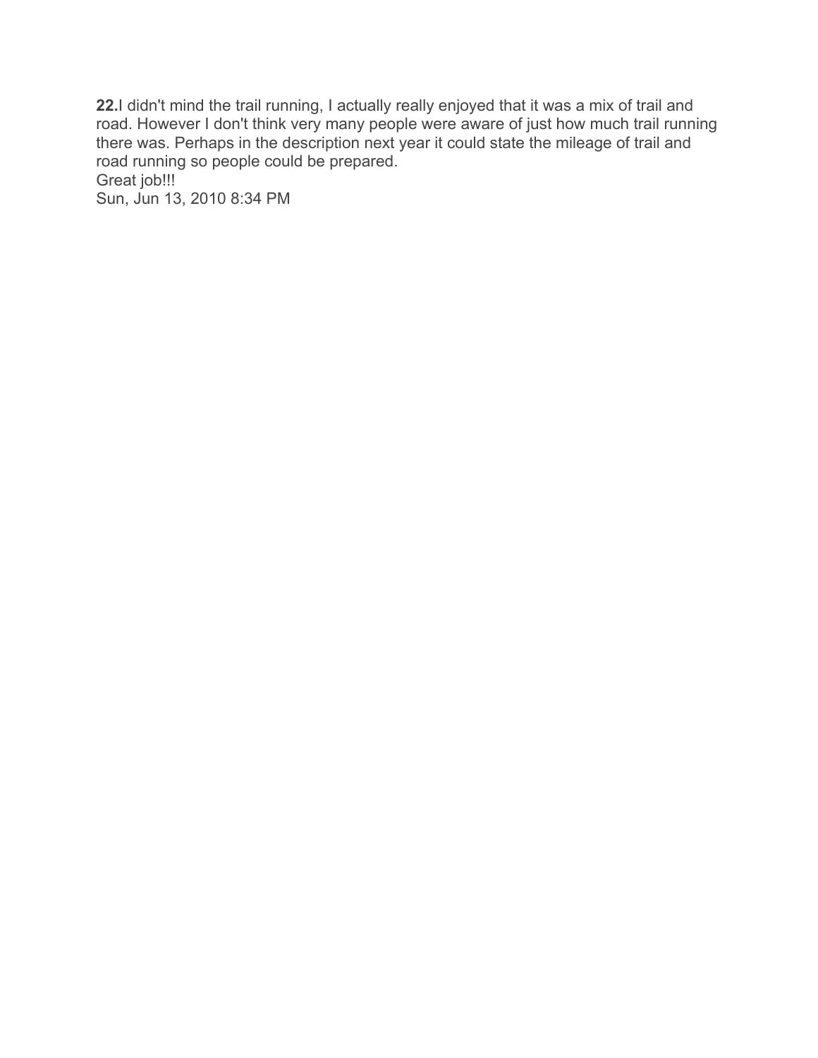**22.**I didn't mind the trail running, I actually really enjoyed that it was a mix of trail and road. However I don't think very many people were aware of just how much trail running there was. Perhaps in the description next year it could state the mileage of trail and road running so people could be prepared.
Great job!!!
Sun, Jun 13, 2010 8:34 PM